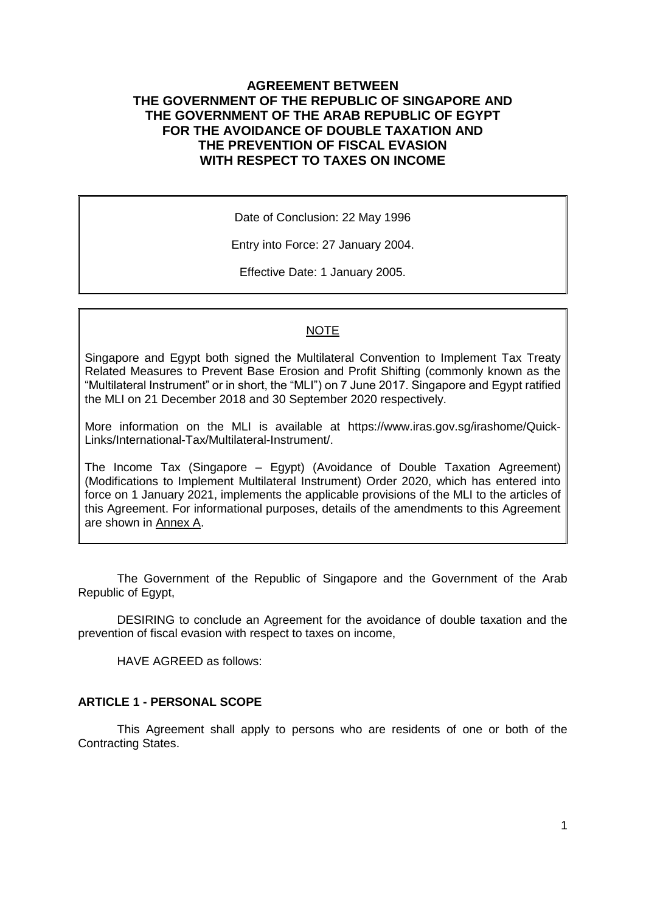# AGREEMENT BETWEEN THE GOVERNMENT OF THE REPUBLIC OF SINGAPORE AND THE GOVERNMENT OF THE ARAB REPUBLIC OF EGYPT FOR THE AVOIDANCE OF DOUBLE TAXATION AND THE PREVENTION OF FISCAL EVASION WITH RESPECT TO TAXES ON INCOME

Date of Conclusion: 22 May 1996

Entry into Force: 27 January 2004.

Effective Date: 1 January 2005.

NOTE

Singapore and Egypt both signed the Multilateral Convention to Implement Tax Treaty Related Measures to Prevent Base Erosion and Profit Shifting (commonly known as the "Multilateral Instrument" or in short, the "MLI") on 7 June 2017. Singapore and Egypt ratified the MLI on 21 December 2018 and 30 September 2020 respectively.

More information on the MLI is available at https://www.iras.gov.sg/irashome/Quick-Links/International-Tax/Multilateral-Instrument/.

The Income Tax (Singapore – Egypt) (Avoidance of Double Taxation Agreement) (Modifications to Implement Multilateral Instrument) Order 2020, which has entered into force on 1 January 2021, implements the applicable provisions of the MLI to the articles of this Agreement. For informational purposes, details of the amendments to this Agreement are shown in Annex A.

The Government of the Republic of Singapore and the Government of the Arab Republic of Egypt,

DESIRING to conclude an Agreement for the avoidance of double taxation and the prevention of fiscal evasion with respect to taxes on income,

HAVE AGREED as follows:

## ARTICLE 1 - PERSONAL SCOPE

This Agreement shall apply to persons who are residents of one or both of the Contracting States.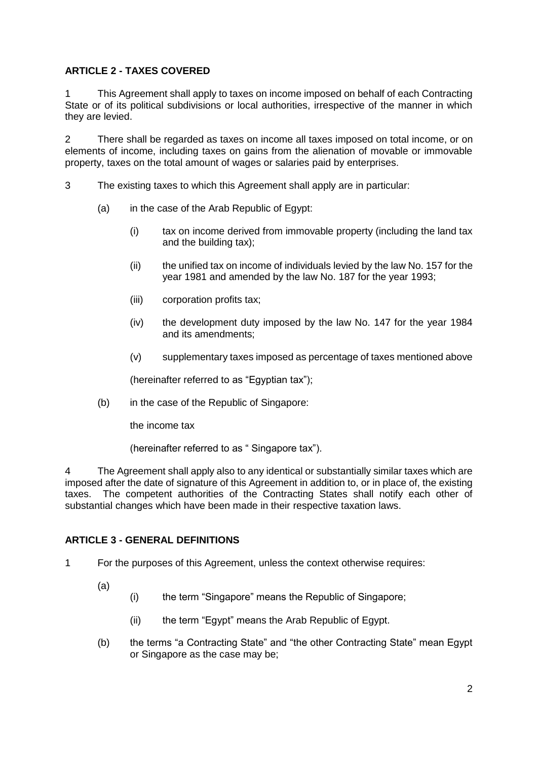**ARTICLE 2 - TAXES COVERED**

1 This Agreement shall apply to taxes on income imposed on behalf of each Contracting State or of its political subdivisions or local authorities, irrespective of the manner in which they are levied.

2 There shall be regarded as taxes on income all taxes imposed on total income, or on elements of income, including taxes on gains from the alienation of movable or immovable property, taxes on the total amount of wages or salaries paid by enterprises.

3 The existing taxes to which this Agreement shall apply are in particular:

(a) in the case of the Arab Republic of Egypt:

(i) tax on income derived from immovable property (including the land tax and the building tax);

(ii) the unified tax on income of individuals levied by the law No. 157 for the year 1981 and amended by the law No. 187 for the year 1993;

(iii) corporation profits tax;

(iv) the development duty imposed by the law No. 147 for the year 1984 and its amendments;

(v) supplementary taxes imposed as percentage of taxes mentioned above

(hereinafter referred to as "Egyptian tax");

(b) in the case of the Republic of Singapore:

the income tax

(hereinafter referred to as " Singapore tax").

4 The Agreement shall apply also to any identical or substantially similar taxes which are imposed after the date of signature of this Agreement in addition to, or in place of, the existing taxes. The competent authorities of the Contracting States shall notify each other of substantial changes which have been made in their respective taxation laws.

**ARTICLE 3 - GENERAL DEFINITIONS**

1 For the purposes of this Agreement, unless the context otherwise requires:

(a)

(i) the term "Singapore" means the Republic of Singapore;

(ii) the term "Egypt" means the Arab Republic of Egypt.

(b) the terms "a Contracting State" and "the other Contracting State" mean Egypt or Singapore as the case may be;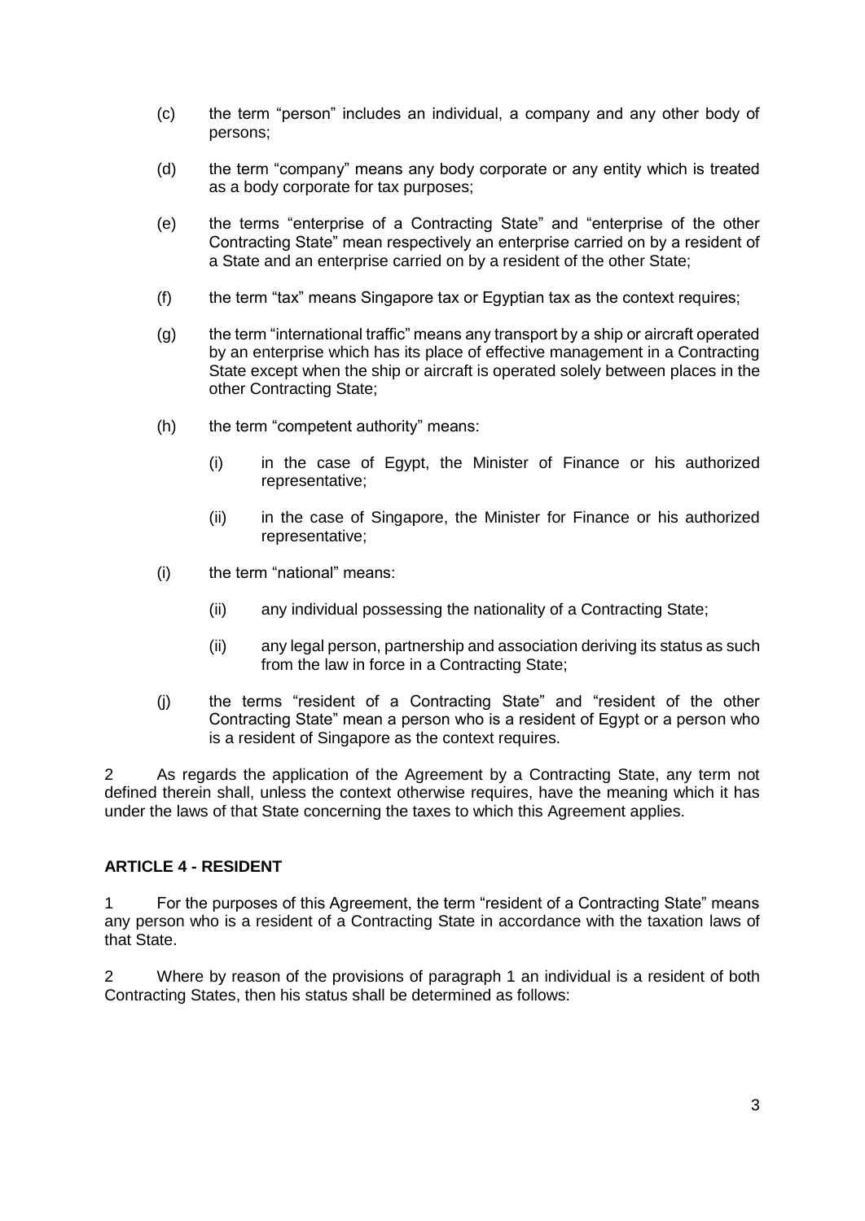(c) the term "person" includes an individual, a company and any other body of persons;

(d) the term "company" means any body corporate or any entity which is treated as a body corporate for tax purposes;

(e) the terms "enterprise of a Contracting State" and "enterprise of the other Contracting State" mean respectively an enterprise carried on by a resident of a State and an enterprise carried on by a resident of the other State;

(f) the term "tax" means Singapore tax or Egyptian tax as the context requires;

(g) the term "international traffic" means any transport by a ship or aircraft operated by an enterprise which has its place of effective management in a Contracting State except when the ship or aircraft is operated solely between places in the other Contracting State;

(h) the term "competent authority" means:

  (i) in the case of Egypt, the Minister of Finance or his authorized representative;

  (ii) in the case of Singapore, the Minister for Finance or his authorized representative;

(i) the term "national" means:

  (ii) any individual possessing the nationality of a Contracting State;

  (ii) any legal person, partnership and association deriving its status as such from the law in force in a Contracting State;

(j) the terms "resident of a Contracting State" and "resident of the other Contracting State" mean a person who is a resident of Egypt or a person who is a resident of Singapore as the context requires.

2 As regards the application of the Agreement by a Contracting State, any term not defined therein shall, unless the context otherwise requires, have the meaning which it has under the laws of that State concerning the taxes to which this Agreement applies.

**ARTICLE 4 - RESIDENT**

1 For the purposes of this Agreement, the term "resident of a Contracting State" means any person who is a resident of a Contracting State in accordance with the taxation laws of that State.

2 Where by reason of the provisions of paragraph 1 an individual is a resident of both Contracting States, then his status shall be determined as follows: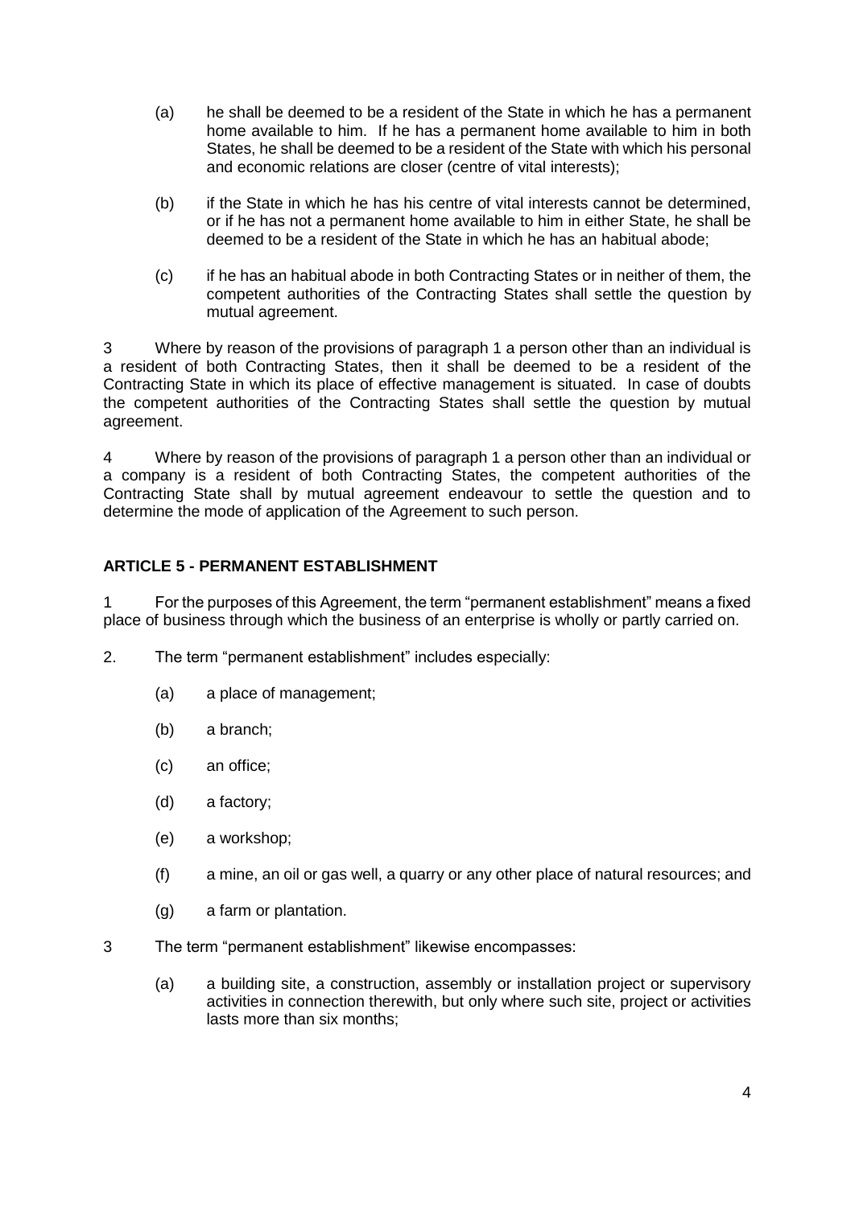(a) he shall be deemed to be a resident of the State in which he has a permanent home available to him. If he has a permanent home available to him in both States, he shall be deemed to be a resident of the State with which his personal and economic relations are closer (centre of vital interests);

(b) if the State in which he has his centre of vital interests cannot be determined, or if he has not a permanent home available to him in either State, he shall be deemed to be a resident of the State in which he has an habitual abode;

(c) if he has an habitual abode in both Contracting States or in neither of them, the competent authorities of the Contracting States shall settle the question by mutual agreement.

3 Where by reason of the provisions of paragraph 1 a person other than an individual is a resident of both Contracting States, then it shall be deemed to be a resident of the Contracting State in which its place of effective management is situated. In case of doubts the competent authorities of the Contracting States shall settle the question by mutual agreement.

4 Where by reason of the provisions of paragraph 1 a person other than an individual or a company is a resident of both Contracting States, the competent authorities of the Contracting State shall by mutual agreement endeavour to settle the question and to determine the mode of application of the Agreement to such person.

**ARTICLE 5 - PERMANENT ESTABLISHMENT**

1 For the purposes of this Agreement, the term "permanent establishment" means a fixed place of business through which the business of an enterprise is wholly or partly carried on.

2. The term "permanent establishment" includes especially:

(a) a place of management;

(b) a branch;

(c) an office;

(d) a factory;

(e) a workshop;

(f) a mine, an oil or gas well, a quarry or any other place of natural resources; and

(g) a farm or plantation.

3 The term "permanent establishment" likewise encompasses:

(a) a building site, a construction, assembly or installation project or supervisory activities in connection therewith, but only where such site, project or activities lasts more than six months;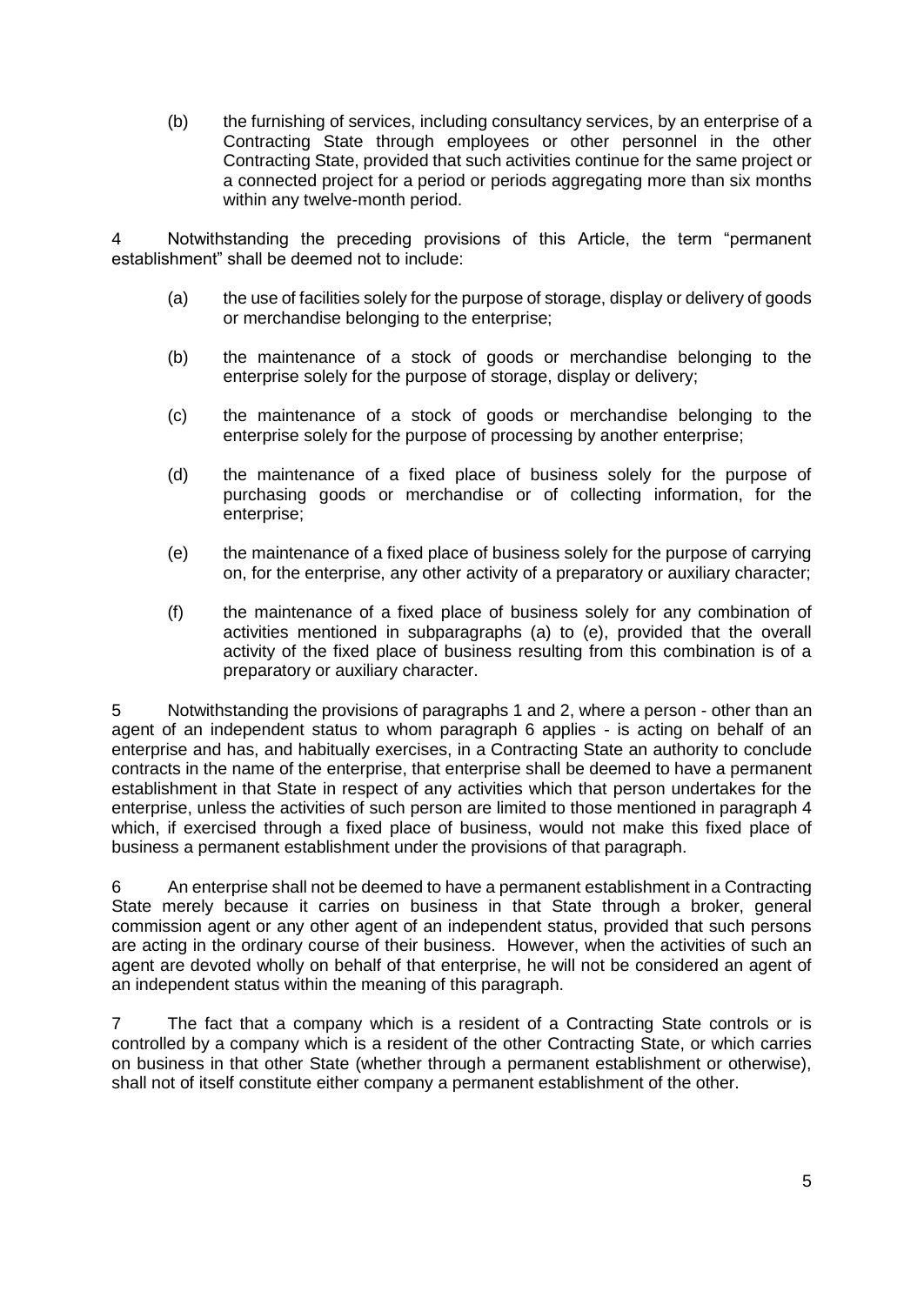(b) the furnishing of services, including consultancy services, by an enterprise of a Contracting State through employees or other personnel in the other Contracting State, provided that such activities continue for the same project or a connected project for a period or periods aggregating more than six months within any twelve-month period.

4 Notwithstanding the preceding provisions of this Article, the term "permanent establishment" shall be deemed not to include:

(a) the use of facilities solely for the purpose of storage, display or delivery of goods or merchandise belonging to the enterprise;

(b) the maintenance of a stock of goods or merchandise belonging to the enterprise solely for the purpose of storage, display or delivery;

(c) the maintenance of a stock of goods or merchandise belonging to the enterprise solely for the purpose of processing by another enterprise;

(d) the maintenance of a fixed place of business solely for the purpose of purchasing goods or merchandise or of collecting information, for the enterprise;

(e) the maintenance of a fixed place of business solely for the purpose of carrying on, for the enterprise, any other activity of a preparatory or auxiliary character;

(f) the maintenance of a fixed place of business solely for any combination of activities mentioned in subparagraphs (a) to (e), provided that the overall activity of the fixed place of business resulting from this combination is of a preparatory or auxiliary character.

5 Notwithstanding the provisions of paragraphs 1 and 2, where a person - other than an agent of an independent status to whom paragraph 6 applies - is acting on behalf of an enterprise and has, and habitually exercises, in a Contracting State an authority to conclude contracts in the name of the enterprise, that enterprise shall be deemed to have a permanent establishment in that State in respect of any activities which that person undertakes for the enterprise, unless the activities of such person are limited to those mentioned in paragraph 4 which, if exercised through a fixed place of business, would not make this fixed place of business a permanent establishment under the provisions of that paragraph.

6 An enterprise shall not be deemed to have a permanent establishment in a Contracting State merely because it carries on business in that State through a broker, general commission agent or any other agent of an independent status, provided that such persons are acting in the ordinary course of their business. However, when the activities of such an agent are devoted wholly on behalf of that enterprise, he will not be considered an agent of an independent status within the meaning of this paragraph.

7 The fact that a company which is a resident of a Contracting State controls or is controlled by a company which is a resident of the other Contracting State, or which carries on business in that other State (whether through a permanent establishment or otherwise), shall not of itself constitute either company a permanent establishment of the other.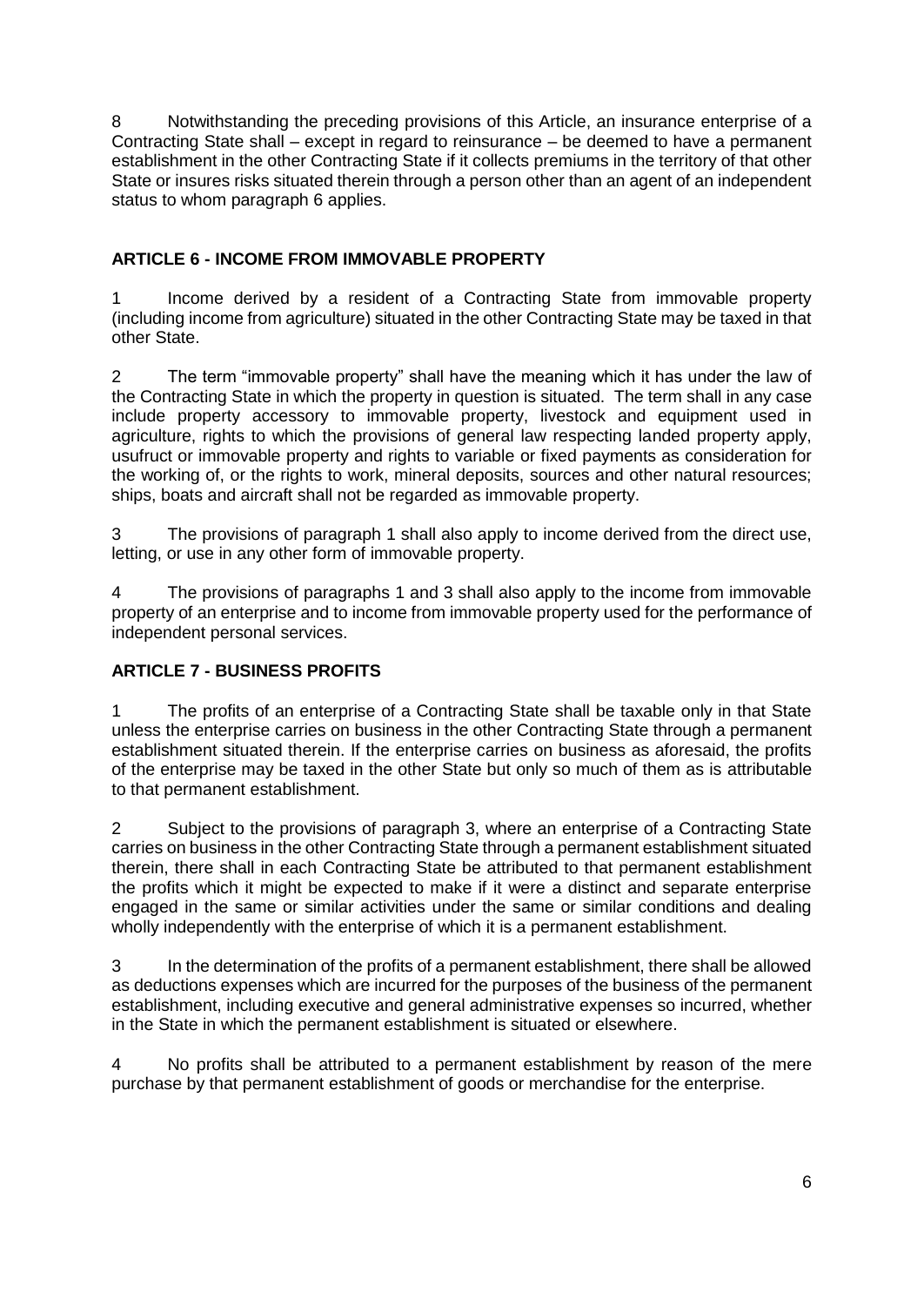8 Notwithstanding the preceding provisions of this Article, an insurance enterprise of a Contracting State shall – except in regard to reinsurance – be deemed to have a permanent establishment in the other Contracting State if it collects premiums in the territory of that other State or insures risks situated therein through a person other than an agent of an independent status to whom paragraph 6 applies.

## ARTICLE 6 - INCOME FROM IMMOVABLE PROPERTY

1 Income derived by a resident of a Contracting State from immovable property (including income from agriculture) situated in the other Contracting State may be taxed in that other State.

2 The term "immovable property" shall have the meaning which it has under the law of the Contracting State in which the property in question is situated. The term shall in any case include property accessory to immovable property, livestock and equipment used in agriculture, rights to which the provisions of general law respecting landed property apply, usufruct or immovable property and rights to variable or fixed payments as consideration for the working of, or the rights to work, mineral deposits, sources and other natural resources; ships, boats and aircraft shall not be regarded as immovable property.

3 The provisions of paragraph 1 shall also apply to income derived from the direct use, letting, or use in any other form of immovable property.

4 The provisions of paragraphs 1 and 3 shall also apply to the income from immovable property of an enterprise and to income from immovable property used for the performance of independent personal services.

## ARTICLE 7 - BUSINESS PROFITS

1 The profits of an enterprise of a Contracting State shall be taxable only in that State unless the enterprise carries on business in the other Contracting State through a permanent establishment situated therein. If the enterprise carries on business as aforesaid, the profits of the enterprise may be taxed in the other State but only so much of them as is attributable to that permanent establishment.

2 Subject to the provisions of paragraph 3, where an enterprise of a Contracting State carries on business in the other Contracting State through a permanent establishment situated therein, there shall in each Contracting State be attributed to that permanent establishment the profits which it might be expected to make if it were a distinct and separate enterprise engaged in the same or similar activities under the same or similar conditions and dealing wholly independently with the enterprise of which it is a permanent establishment.

3 In the determination of the profits of a permanent establishment, there shall be allowed as deductions expenses which are incurred for the purposes of the business of the permanent establishment, including executive and general administrative expenses so incurred, whether in the State in which the permanent establishment is situated or elsewhere.

4 No profits shall be attributed to a permanent establishment by reason of the mere purchase by that permanent establishment of goods or merchandise for the enterprise.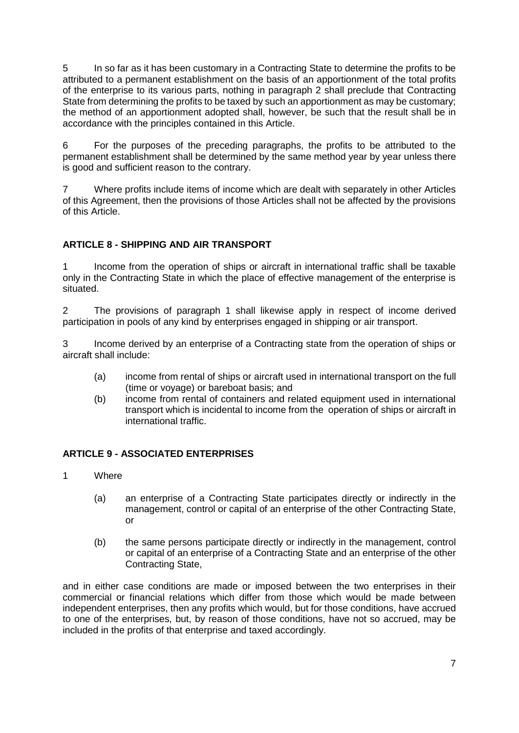5 In so far as it has been customary in a Contracting State to determine the profits to be attributed to a permanent establishment on the basis of an apportionment of the total profits of the enterprise to its various parts, nothing in paragraph 2 shall preclude that Contracting State from determining the profits to be taxed by such an apportionment as may be customary; the method of an apportionment adopted shall, however, be such that the result shall be in accordance with the principles contained in this Article.

6 For the purposes of the preceding paragraphs, the profits to be attributed to the permanent establishment shall be determined by the same method year by year unless there is good and sufficient reason to the contrary.

7 Where profits include items of income which are dealt with separately in other Articles of this Agreement, then the provisions of those Articles shall not be affected by the provisions of this Article.

### ARTICLE 8 - SHIPPING AND AIR TRANSPORT

1 Income from the operation of ships or aircraft in international traffic shall be taxable only in the Contracting State in which the place of effective management of the enterprise is situated.

2 The provisions of paragraph 1 shall likewise apply in respect of income derived participation in pools of any kind by enterprises engaged in shipping or air transport.

3 Income derived by an enterprise of a Contracting state from the operation of ships or aircraft shall include:

(a) income from rental of ships or aircraft used in international transport on the full (time or voyage) or bareboat basis; and

(b) income from rental of containers and related equipment used in international transport which is incidental to income from the operation of ships or aircraft in international traffic.

### ARTICLE 9 - ASSOCIATED ENTERPRISES

1 Where

(a) an enterprise of a Contracting State participates directly or indirectly in the management, control or capital of an enterprise of the other Contracting State, or

(b) the same persons participate directly or indirectly in the management, control or capital of an enterprise of a Contracting State and an enterprise of the other Contracting State,

and in either case conditions are made or imposed between the two enterprises in their commercial or financial relations which differ from those which would be made between independent enterprises, then any profits which would, but for those conditions, have accrued to one of the enterprises, but, by reason of those conditions, have not so accrued, may be included in the profits of that enterprise and taxed accordingly.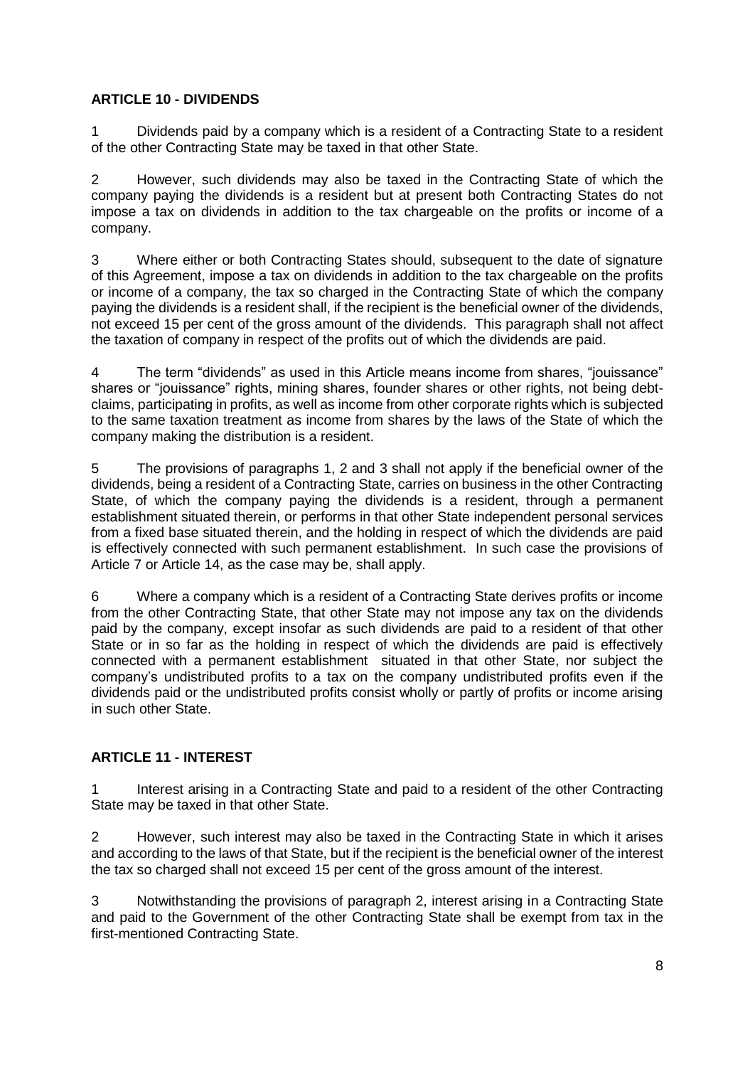## ARTICLE 10 - DIVIDENDS

1 Dividends paid by a company which is a resident of a Contracting State to a resident of the other Contracting State may be taxed in that other State.

2 However, such dividends may also be taxed in the Contracting State of which the company paying the dividends is a resident but at present both Contracting States do not impose a tax on dividends in addition to the tax chargeable on the profits or income of a company.

3 Where either or both Contracting States should, subsequent to the date of signature of this Agreement, impose a tax on dividends in addition to the tax chargeable on the profits or income of a company, the tax so charged in the Contracting State of which the company paying the dividends is a resident shall, if the recipient is the beneficial owner of the dividends, not exceed 15 per cent of the gross amount of the dividends. This paragraph shall not affect the taxation of company in respect of the profits out of which the dividends are paid.

4 The term "dividends" as used in this Article means income from shares, "jouissance" shares or "jouissance" rights, mining shares, founder shares or other rights, not being debt-claims, participating in profits, as well as income from other corporate rights which is subjected to the same taxation treatment as income from shares by the laws of the State of which the company making the distribution is a resident.

5 The provisions of paragraphs 1, 2 and 3 shall not apply if the beneficial owner of the dividends, being a resident of a Contracting State, carries on business in the other Contracting State, of which the company paying the dividends is a resident, through a permanent establishment situated therein, or performs in that other State independent personal services from a fixed base situated therein, and the holding in respect of which the dividends are paid is effectively connected with such permanent establishment. In such case the provisions of Article 7 or Article 14, as the case may be, shall apply.

6 Where a company which is a resident of a Contracting State derives profits or income from the other Contracting State, that other State may not impose any tax on the dividends paid by the company, except insofar as such dividends are paid to a resident of that other State or in so far as the holding in respect of which the dividends are paid is effectively connected with a permanent establishment situated in that other State, nor subject the company's undistributed profits to a tax on the company undistributed profits even if the dividends paid or the undistributed profits consist wholly or partly of profits or income arising in such other State.

## ARTICLE 11 - INTEREST

1 Interest arising in a Contracting State and paid to a resident of the other Contracting State may be taxed in that other State.

2 However, such interest may also be taxed in the Contracting State in which it arises and according to the laws of that State, but if the recipient is the beneficial owner of the interest the tax so charged shall not exceed 15 per cent of the gross amount of the interest.

3 Notwithstanding the provisions of paragraph 2, interest arising in a Contracting State and paid to the Government of the other Contracting State shall be exempt from tax in the first-mentioned Contracting State.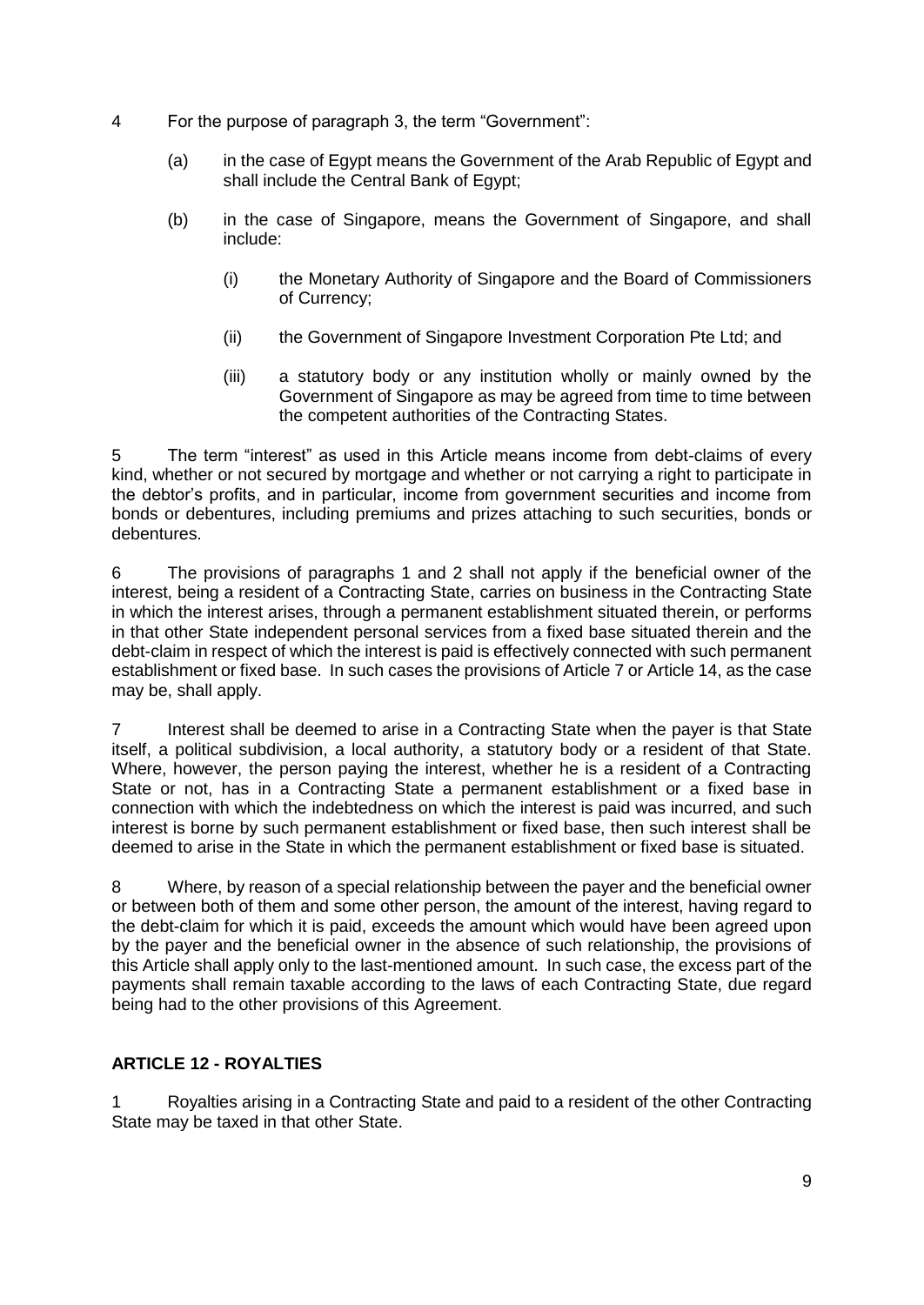4 For the purpose of paragraph 3, the term "Government":

(a) in the case of Egypt means the Government of the Arab Republic of Egypt and shall include the Central Bank of Egypt;

(b) in the case of Singapore, means the Government of Singapore, and shall include:

(i) the Monetary Authority of Singapore and the Board of Commissioners of Currency;

(ii) the Government of Singapore Investment Corporation Pte Ltd; and

(iii) a statutory body or any institution wholly or mainly owned by the Government of Singapore as may be agreed from time to time between the competent authorities of the Contracting States.

5 The term "interest" as used in this Article means income from debt-claims of every kind, whether or not secured by mortgage and whether or not carrying a right to participate in the debtor's profits, and in particular, income from government securities and income from bonds or debentures, including premiums and prizes attaching to such securities, bonds or debentures.

6 The provisions of paragraphs 1 and 2 shall not apply if the beneficial owner of the interest, being a resident of a Contracting State, carries on business in the Contracting State in which the interest arises, through a permanent establishment situated therein, or performs in that other State independent personal services from a fixed base situated therein and the debt-claim in respect of which the interest is paid is effectively connected with such permanent establishment or fixed base. In such cases the provisions of Article 7 or Article 14, as the case may be, shall apply.

7 Interest shall be deemed to arise in a Contracting State when the payer is that State itself, a political subdivision, a local authority, a statutory body or a resident of that State. Where, however, the person paying the interest, whether he is a resident of a Contracting State or not, has in a Contracting State a permanent establishment or a fixed base in connection with which the indebtedness on which the interest is paid was incurred, and such interest is borne by such permanent establishment or fixed base, then such interest shall be deemed to arise in the State in which the permanent establishment or fixed base is situated.

8 Where, by reason of a special relationship between the payer and the beneficial owner or between both of them and some other person, the amount of the interest, having regard to the debt-claim for which it is paid, exceeds the amount which would have been agreed upon by the payer and the beneficial owner in the absence of such relationship, the provisions of this Article shall apply only to the last-mentioned amount. In such case, the excess part of the payments shall remain taxable according to the laws of each Contracting State, due regard being had to the other provisions of this Agreement.

## ARTICLE 12 - ROYALTIES

1 Royalties arising in a Contracting State and paid to a resident of the other Contracting State may be taxed in that other State.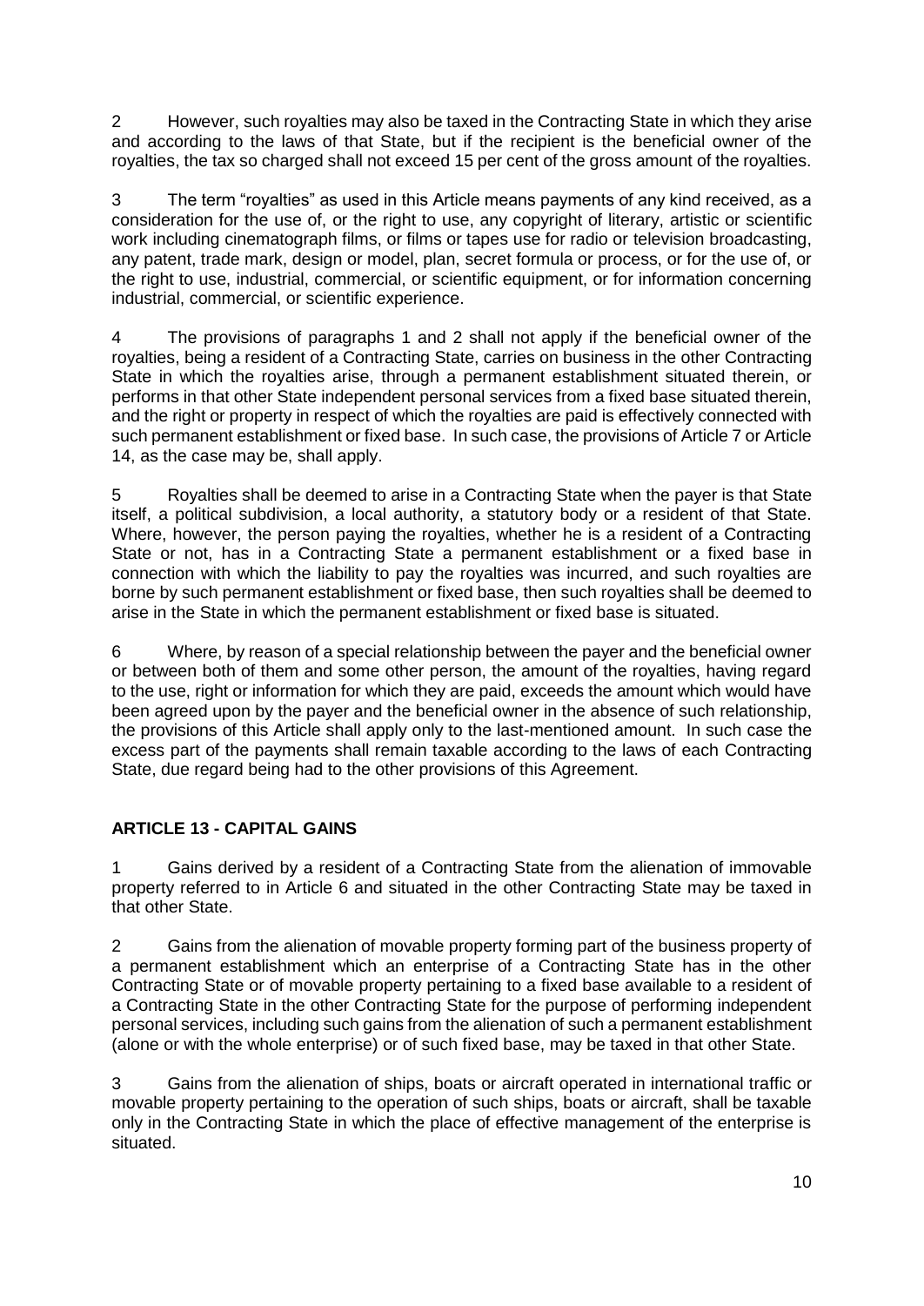2 However, such royalties may also be taxed in the Contracting State in which they arise and according to the laws of that State, but if the recipient is the beneficial owner of the royalties, the tax so charged shall not exceed 15 per cent of the gross amount of the royalties.

3 The term "royalties" as used in this Article means payments of any kind received, as a consideration for the use of, or the right to use, any copyright of literary, artistic or scientific work including cinematograph films, or films or tapes use for radio or television broadcasting, any patent, trade mark, design or model, plan, secret formula or process, or for the use of, or the right to use, industrial, commercial, or scientific equipment, or for information concerning industrial, commercial, or scientific experience.

4 The provisions of paragraphs 1 and 2 shall not apply if the beneficial owner of the royalties, being a resident of a Contracting State, carries on business in the other Contracting State in which the royalties arise, through a permanent establishment situated therein, or performs in that other State independent personal services from a fixed base situated therein, and the right or property in respect of which the royalties are paid is effectively connected with such permanent establishment or fixed base. In such case, the provisions of Article 7 or Article 14, as the case may be, shall apply.

5 Royalties shall be deemed to arise in a Contracting State when the payer is that State itself, a political subdivision, a local authority, a statutory body or a resident of that State. Where, however, the person paying the royalties, whether he is a resident of a Contracting State or not, has in a Contracting State a permanent establishment or a fixed base in connection with which the liability to pay the royalties was incurred, and such royalties are borne by such permanent establishment or fixed base, then such royalties shall be deemed to arise in the State in which the permanent establishment or fixed base is situated.

6 Where, by reason of a special relationship between the payer and the beneficial owner or between both of them and some other person, the amount of the royalties, having regard to the use, right or information for which they are paid, exceeds the amount which would have been agreed upon by the payer and the beneficial owner in the absence of such relationship, the provisions of this Article shall apply only to the last-mentioned amount. In such case the excess part of the payments shall remain taxable according to the laws of each Contracting State, due regard being had to the other provisions of this Agreement.

## ARTICLE 13 - CAPITAL GAINS

1 Gains derived by a resident of a Contracting State from the alienation of immovable property referred to in Article 6 and situated in the other Contracting State may be taxed in that other State.

2 Gains from the alienation of movable property forming part of the business property of a permanent establishment which an enterprise of a Contracting State has in the other Contracting State or of movable property pertaining to a fixed base available to a resident of a Contracting State in the other Contracting State for the purpose of performing independent personal services, including such gains from the alienation of such a permanent establishment (alone or with the whole enterprise) or of such fixed base, may be taxed in that other State.

3 Gains from the alienation of ships, boats or aircraft operated in international traffic or movable property pertaining to the operation of such ships, boats or aircraft, shall be taxable only in the Contracting State in which the place of effective management of the enterprise is situated.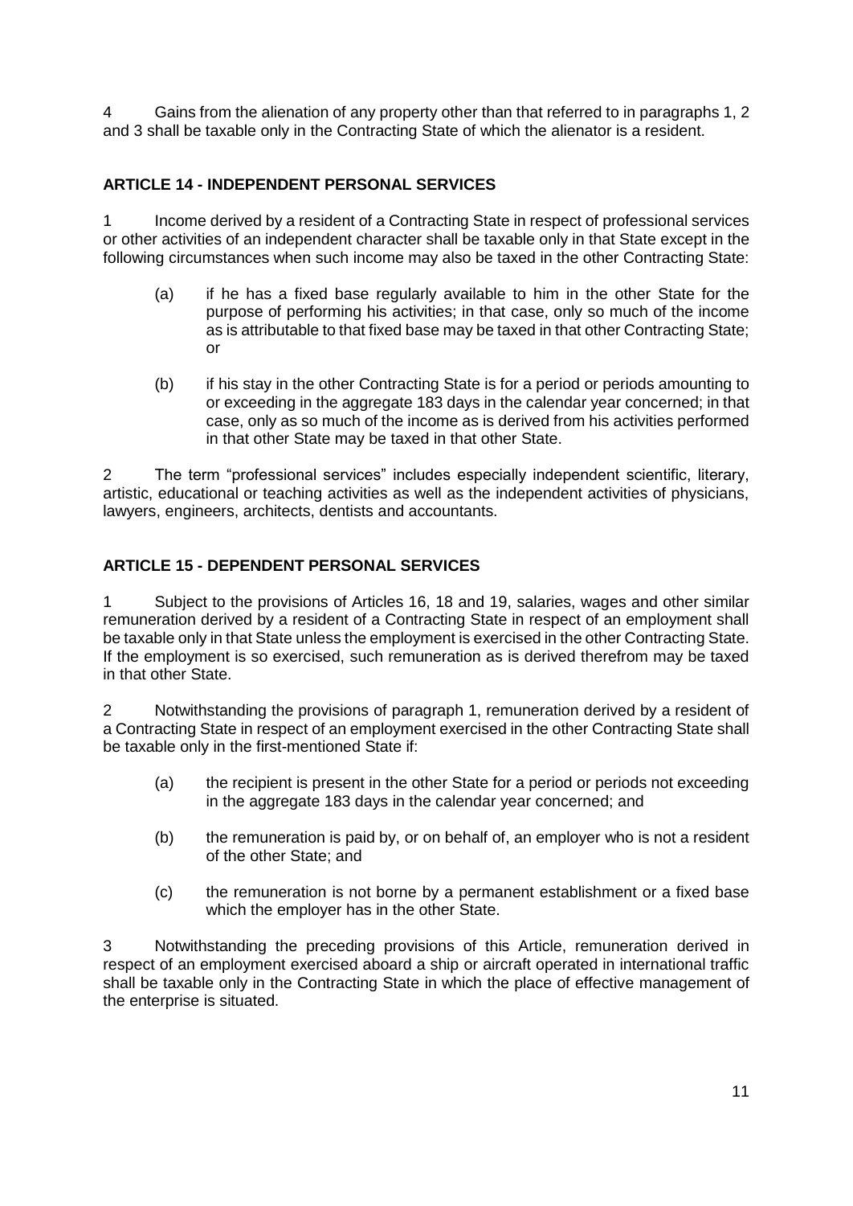4 Gains from the alienation of any property other than that referred to in paragraphs 1, 2 and 3 shall be taxable only in the Contracting State of which the alienator is a resident.

## ARTICLE 14 - INDEPENDENT PERSONAL SERVICES

1 Income derived by a resident of a Contracting State in respect of professional services or other activities of an independent character shall be taxable only in that State except in the following circumstances when such income may also be taxed in the other Contracting State:

(a) if he has a fixed base regularly available to him in the other State for the purpose of performing his activities; in that case, only so much of the income as is attributable to that fixed base may be taxed in that other Contracting State; or

(b) if his stay in the other Contracting State is for a period or periods amounting to or exceeding in the aggregate 183 days in the calendar year concerned; in that case, only as so much of the income as is derived from his activities performed in that other State may be taxed in that other State.

2 The term "professional services" includes especially independent scientific, literary, artistic, educational or teaching activities as well as the independent activities of physicians, lawyers, engineers, architects, dentists and accountants.

## ARTICLE 15 - DEPENDENT PERSONAL SERVICES

1 Subject to the provisions of Articles 16, 18 and 19, salaries, wages and other similar remuneration derived by a resident of a Contracting State in respect of an employment shall be taxable only in that State unless the employment is exercised in the other Contracting State. If the employment is so exercised, such remuneration as is derived therefrom may be taxed in that other State.

2 Notwithstanding the provisions of paragraph 1, remuneration derived by a resident of a Contracting State in respect of an employment exercised in the other Contracting State shall be taxable only in the first-mentioned State if:

(a) the recipient is present in the other State for a period or periods not exceeding in the aggregate 183 days in the calendar year concerned; and

(b) the remuneration is paid by, or on behalf of, an employer who is not a resident of the other State; and

(c) the remuneration is not borne by a permanent establishment or a fixed base which the employer has in the other State.

3 Notwithstanding the preceding provisions of this Article, remuneration derived in respect of an employment exercised aboard a ship or aircraft operated in international traffic shall be taxable only in the Contracting State in which the place of effective management of the enterprise is situated.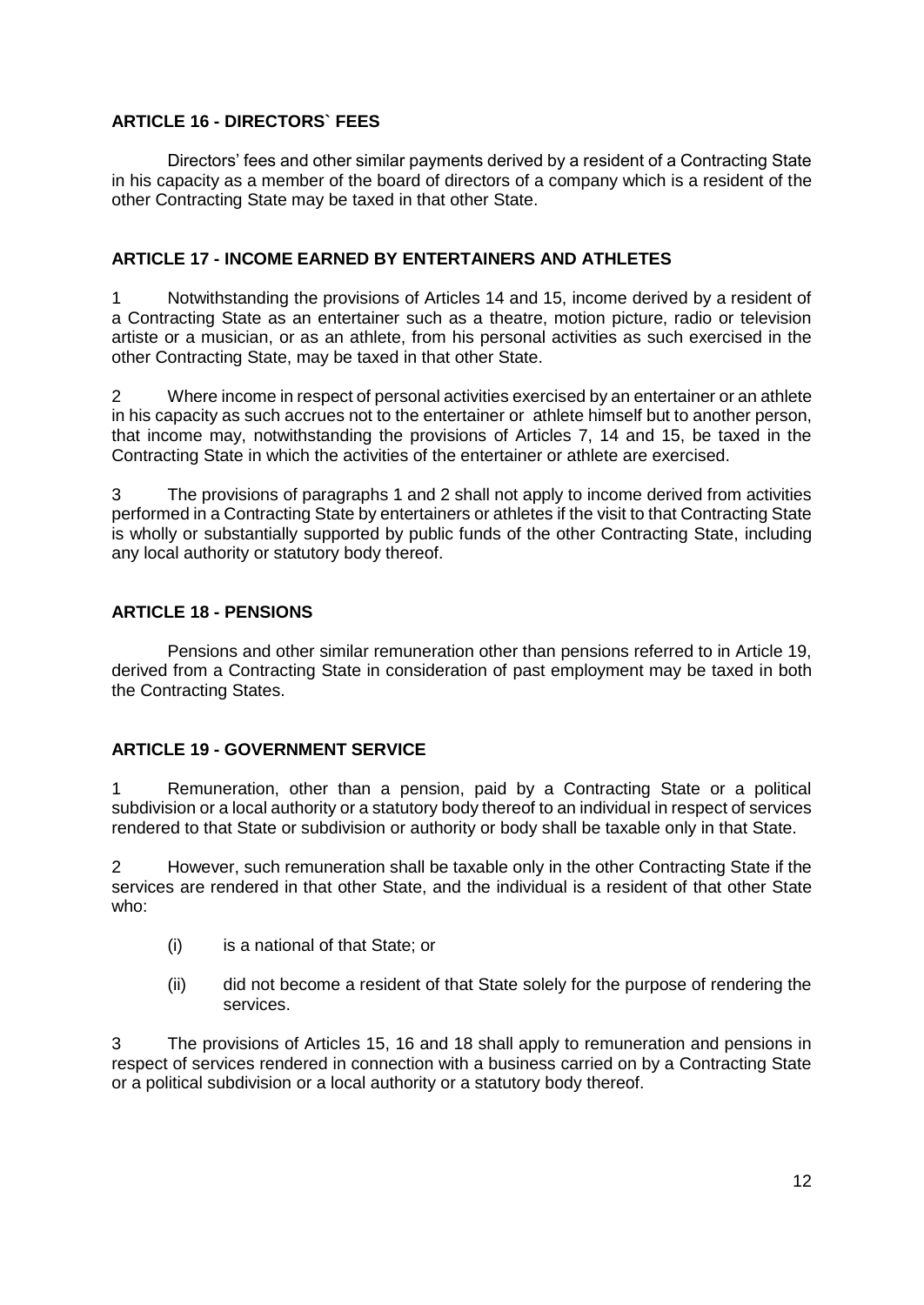## ARTICLE 16 - DIRECTORS` FEES

Directors' fees and other similar payments derived by a resident of a Contracting State in his capacity as a member of the board of directors of a company which is a resident of the other Contracting State may be taxed in that other State.

## ARTICLE 17 - INCOME EARNED BY ENTERTAINERS AND ATHLETES

1 Notwithstanding the provisions of Articles 14 and 15, income derived by a resident of a Contracting State as an entertainer such as a theatre, motion picture, radio or television artiste or a musician, or as an athlete, from his personal activities as such exercised in the other Contracting State, may be taxed in that other State.

2 Where income in respect of personal activities exercised by an entertainer or an athlete in his capacity as such accrues not to the entertainer or athlete himself but to another person, that income may, notwithstanding the provisions of Articles 7, 14 and 15, be taxed in the Contracting State in which the activities of the entertainer or athlete are exercised.

3 The provisions of paragraphs 1 and 2 shall not apply to income derived from activities performed in a Contracting State by entertainers or athletes if the visit to that Contracting State is wholly or substantially supported by public funds of the other Contracting State, including any local authority or statutory body thereof.

## ARTICLE 18 - PENSIONS

Pensions and other similar remuneration other than pensions referred to in Article 19, derived from a Contracting State in consideration of past employment may be taxed in both the Contracting States.

## ARTICLE 19 - GOVERNMENT SERVICE

1 Remuneration, other than a pension, paid by a Contracting State or a political subdivision or a local authority or a statutory body thereof to an individual in respect of services rendered to that State or subdivision or authority or body shall be taxable only in that State.

2 However, such remuneration shall be taxable only in the other Contracting State if the services are rendered in that other State, and the individual is a resident of that other State who:

(i) is a national of that State; or

(ii) did not become a resident of that State solely for the purpose of rendering the services.

3 The provisions of Articles 15, 16 and 18 shall apply to remuneration and pensions in respect of services rendered in connection with a business carried on by a Contracting State or a political subdivision or a local authority or a statutory body thereof.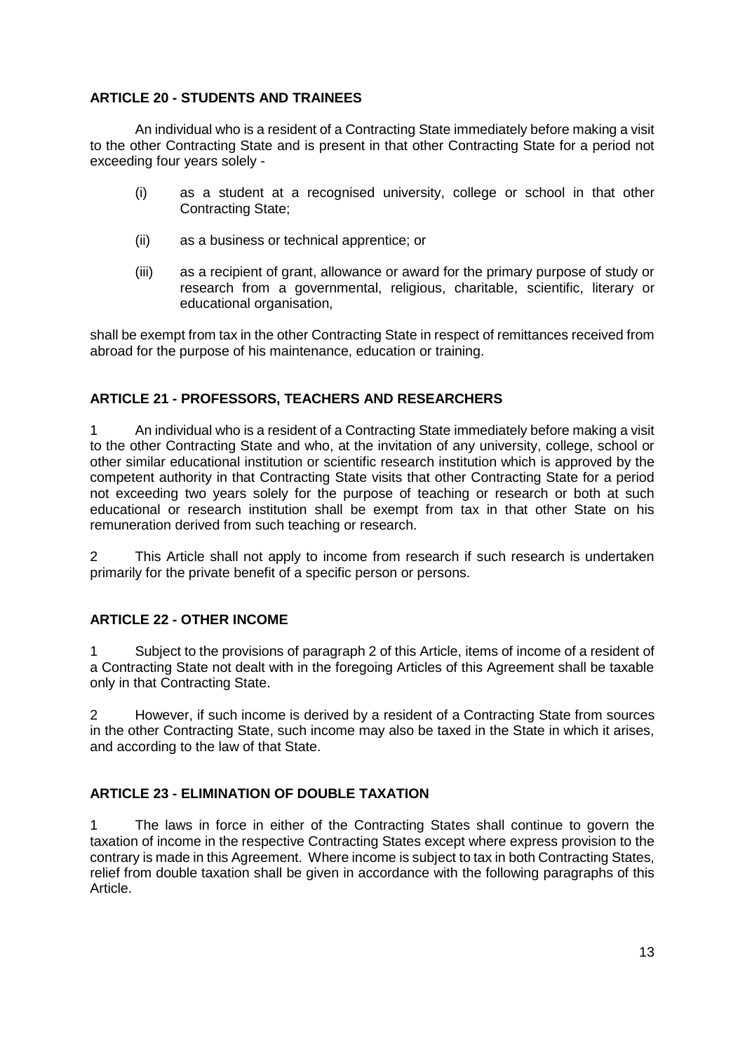### ARTICLE 20 - STUDENTS AND TRAINEES

An individual who is a resident of a Contracting State immediately before making a visit to the other Contracting State and is present in that other Contracting State for a period not exceeding four years solely -

(i) as a student at a recognised university, college or school in that other Contracting State;

(ii) as a business or technical apprentice; or

(iii) as a recipient of grant, allowance or award for the primary purpose of study or research from a governmental, religious, charitable, scientific, literary or educational organisation,

shall be exempt from tax in the other Contracting State in respect of remittances received from abroad for the purpose of his maintenance, education or training.

### ARTICLE 21 - PROFESSORS, TEACHERS AND RESEARCHERS

1 An individual who is a resident of a Contracting State immediately before making a visit to the other Contracting State and who, at the invitation of any university, college, school or other similar educational institution or scientific research institution which is approved by the competent authority in that Contracting State visits that other Contracting State for a period not exceeding two years solely for the purpose of teaching or research or both at such educational or research institution shall be exempt from tax in that other State on his remuneration derived from such teaching or research.

2 This Article shall not apply to income from research if such research is undertaken primarily for the private benefit of a specific person or persons.

### ARTICLE 22 - OTHER INCOME

1 Subject to the provisions of paragraph 2 of this Article, items of income of a resident of a Contracting State not dealt with in the foregoing Articles of this Agreement shall be taxable only in that Contracting State.

2 However, if such income is derived by a resident of a Contracting State from sources in the other Contracting State, such income may also be taxed in the State in which it arises, and according to the law of that State.

### ARTICLE 23 - ELIMINATION OF DOUBLE TAXATION

1 The laws in force in either of the Contracting States shall continue to govern the taxation of income in the respective Contracting States except where express provision to the contrary is made in this Agreement. Where income is subject to tax in both Contracting States, relief from double taxation shall be given in accordance with the following paragraphs of this Article.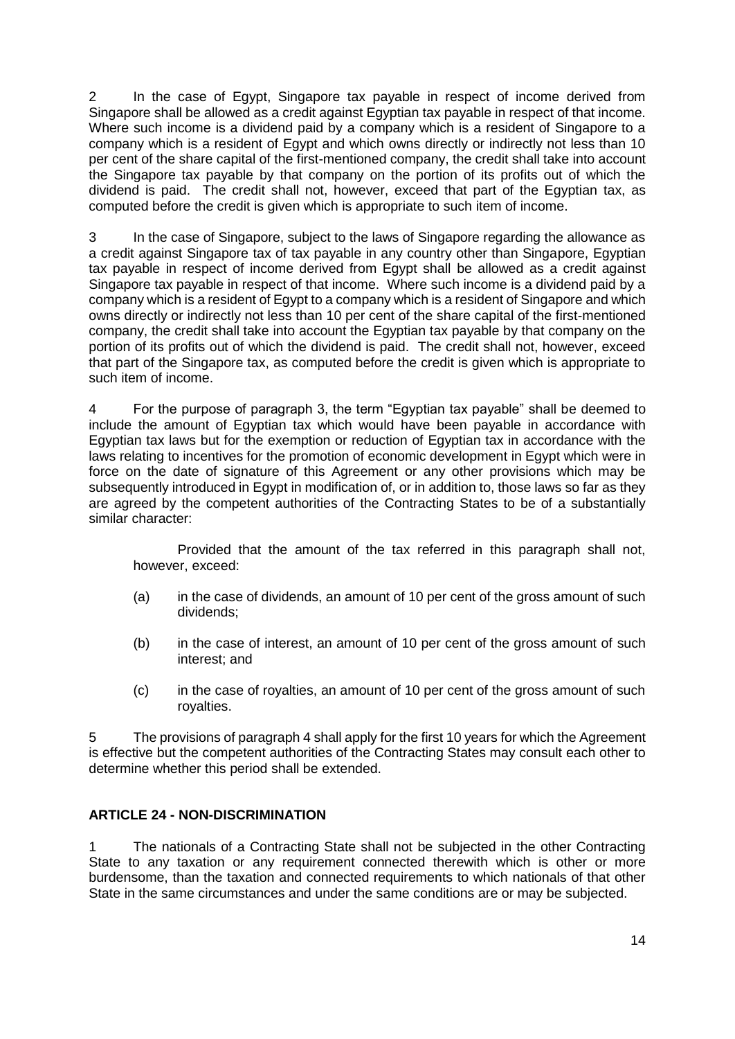2 In the case of Egypt, Singapore tax payable in respect of income derived from Singapore shall be allowed as a credit against Egyptian tax payable in respect of that income. Where such income is a dividend paid by a company which is a resident of Singapore to a company which is a resident of Egypt and which owns directly or indirectly not less than 10 per cent of the share capital of the first-mentioned company, the credit shall take into account the Singapore tax payable by that company on the portion of its profits out of which the dividend is paid. The credit shall not, however, exceed that part of the Egyptian tax, as computed before the credit is given which is appropriate to such item of income.

3 In the case of Singapore, subject to the laws of Singapore regarding the allowance as a credit against Singapore tax of tax payable in any country other than Singapore, Egyptian tax payable in respect of income derived from Egypt shall be allowed as a credit against Singapore tax payable in respect of that income. Where such income is a dividend paid by a company which is a resident of Egypt to a company which is a resident of Singapore and which owns directly or indirectly not less than 10 per cent of the share capital of the first-mentioned company, the credit shall take into account the Egyptian tax payable by that company on the portion of its profits out of which the dividend is paid. The credit shall not, however, exceed that part of the Singapore tax, as computed before the credit is given which is appropriate to such item of income.

4 For the purpose of paragraph 3, the term "Egyptian tax payable" shall be deemed to include the amount of Egyptian tax which would have been payable in accordance with Egyptian tax laws but for the exemption or reduction of Egyptian tax in accordance with the laws relating to incentives for the promotion of economic development in Egypt which were in force on the date of signature of this Agreement or any other provisions which may be subsequently introduced in Egypt in modification of, or in addition to, those laws so far as they are agreed by the competent authorities of the Contracting States to be of a substantially similar character:

Provided that the amount of the tax referred in this paragraph shall not, however, exceed:

(a) in the case of dividends, an amount of 10 per cent of the gross amount of such dividends;

(b) in the case of interest, an amount of 10 per cent of the gross amount of such interest; and

(c) in the case of royalties, an amount of 10 per cent of the gross amount of such royalties.

5 The provisions of paragraph 4 shall apply for the first 10 years for which the Agreement is effective but the competent authorities of the Contracting States may consult each other to determine whether this period shall be extended.

## ARTICLE 24 - NON-DISCRIMINATION

1 The nationals of a Contracting State shall not be subjected in the other Contracting State to any taxation or any requirement connected therewith which is other or more burdensome, than the taxation and connected requirements to which nationals of that other State in the same circumstances and under the same conditions are or may be subjected.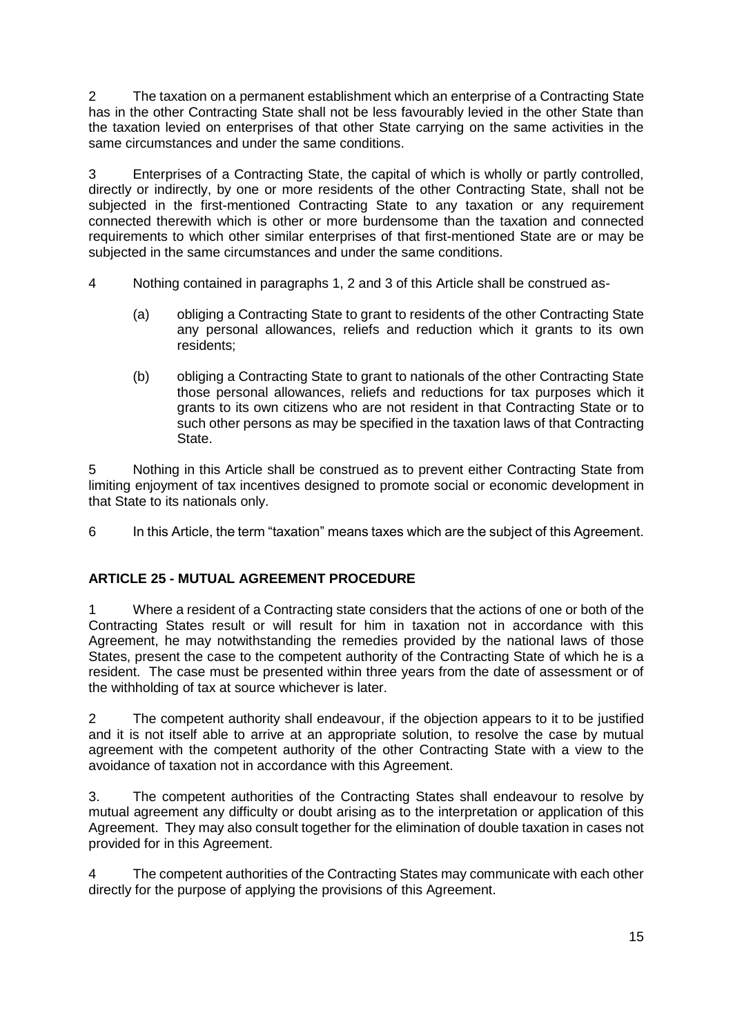2 The taxation on a permanent establishment which an enterprise of a Contracting State has in the other Contracting State shall not be less favourably levied in the other State than the taxation levied on enterprises of that other State carrying on the same activities in the same circumstances and under the same conditions.

3 Enterprises of a Contracting State, the capital of which is wholly or partly controlled, directly or indirectly, by one or more residents of the other Contracting State, shall not be subjected in the first-mentioned Contracting State to any taxation or any requirement connected therewith which is other or more burdensome than the taxation and connected requirements to which other similar enterprises of that first-mentioned State are or may be subjected in the same circumstances and under the same conditions.

4 Nothing contained in paragraphs 1, 2 and 3 of this Article shall be construed as-

(a) obliging a Contracting State to grant to residents of the other Contracting State any personal allowances, reliefs and reduction which it grants to its own residents;

(b) obliging a Contracting State to grant to nationals of the other Contracting State those personal allowances, reliefs and reductions for tax purposes which it grants to its own citizens who are not resident in that Contracting State or to such other persons as may be specified in the taxation laws of that Contracting State.

5 Nothing in this Article shall be construed as to prevent either Contracting State from limiting enjoyment of tax incentives designed to promote social or economic development in that State to its nationals only.

6 In this Article, the term "taxation" means taxes which are the subject of this Agreement.

## ARTICLE 25 - MUTUAL AGREEMENT PROCEDURE

1 Where a resident of a Contracting state considers that the actions of one or both of the Contracting States result or will result for him in taxation not in accordance with this Agreement, he may notwithstanding the remedies provided by the national laws of those States, present the case to the competent authority of the Contracting State of which he is a resident. The case must be presented within three years from the date of assessment or of the withholding of tax at source whichever is later.

2 The competent authority shall endeavour, if the objection appears to it to be justified and it is not itself able to arrive at an appropriate solution, to resolve the case by mutual agreement with the competent authority of the other Contracting State with a view to the avoidance of taxation not in accordance with this Agreement.

3. The competent authorities of the Contracting States shall endeavour to resolve by mutual agreement any difficulty or doubt arising as to the interpretation or application of this Agreement. They may also consult together for the elimination of double taxation in cases not provided for in this Agreement.

4 The competent authorities of the Contracting States may communicate with each other directly for the purpose of applying the provisions of this Agreement.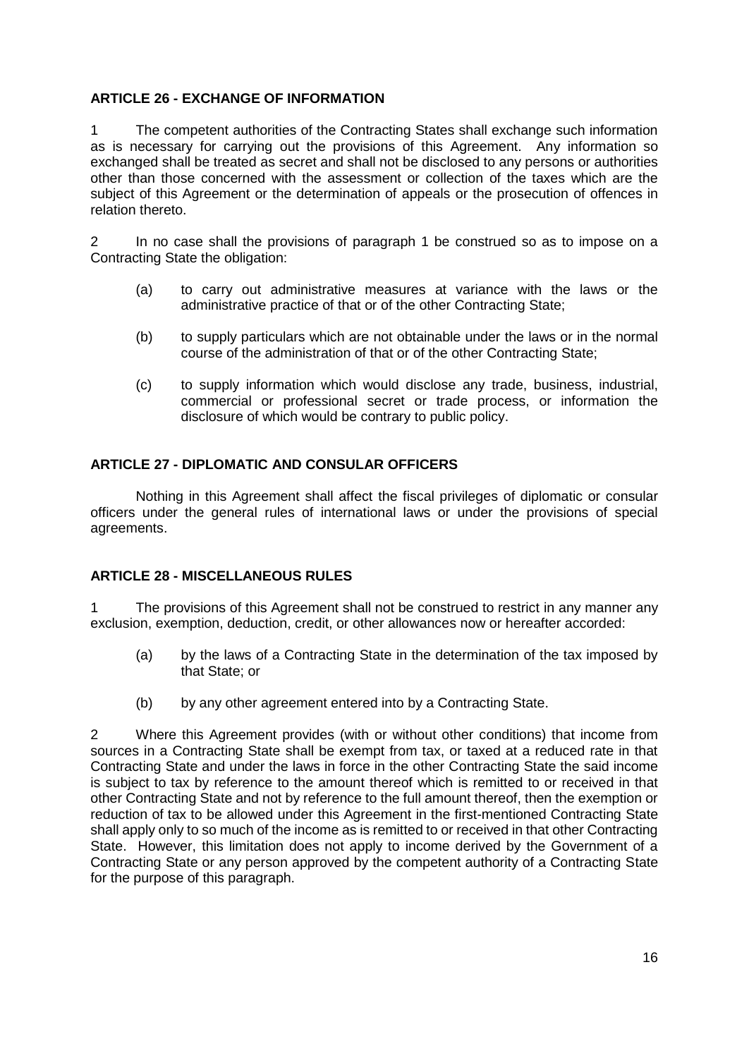## ARTICLE 26 - EXCHANGE OF INFORMATION

1 The competent authorities of the Contracting States shall exchange such information as is necessary for carrying out the provisions of this Agreement. Any information so exchanged shall be treated as secret and shall not be disclosed to any persons or authorities other than those concerned with the assessment or collection of the taxes which are the subject of this Agreement or the determination of appeals or the prosecution of offences in relation thereto.

2 In no case shall the provisions of paragraph 1 be construed so as to impose on a Contracting State the obligation:

(a) to carry out administrative measures at variance with the laws or the administrative practice of that or of the other Contracting State;

(b) to supply particulars which are not obtainable under the laws or in the normal course of the administration of that or of the other Contracting State;

(c) to supply information which would disclose any trade, business, industrial, commercial or professional secret or trade process, or information the disclosure of which would be contrary to public policy.

## ARTICLE 27 - DIPLOMATIC AND CONSULAR OFFICERS

Nothing in this Agreement shall affect the fiscal privileges of diplomatic or consular officers under the general rules of international laws or under the provisions of special agreements.

## ARTICLE 28 - MISCELLANEOUS RULES

1 The provisions of this Agreement shall not be construed to restrict in any manner any exclusion, exemption, deduction, credit, or other allowances now or hereafter accorded:

(a) by the laws of a Contracting State in the determination of the tax imposed by that State; or

(b) by any other agreement entered into by a Contracting State.

2 Where this Agreement provides (with or without other conditions) that income from sources in a Contracting State shall be exempt from tax, or taxed at a reduced rate in that Contracting State and under the laws in force in the other Contracting State the said income is subject to tax by reference to the amount thereof which is remitted to or received in that other Contracting State and not by reference to the full amount thereof, then the exemption or reduction of tax to be allowed under this Agreement in the first-mentioned Contracting State shall apply only to so much of the income as is remitted to or received in that other Contracting State. However, this limitation does not apply to income derived by the Government of a Contracting State or any person approved by the competent authority of a Contracting State for the purpose of this paragraph.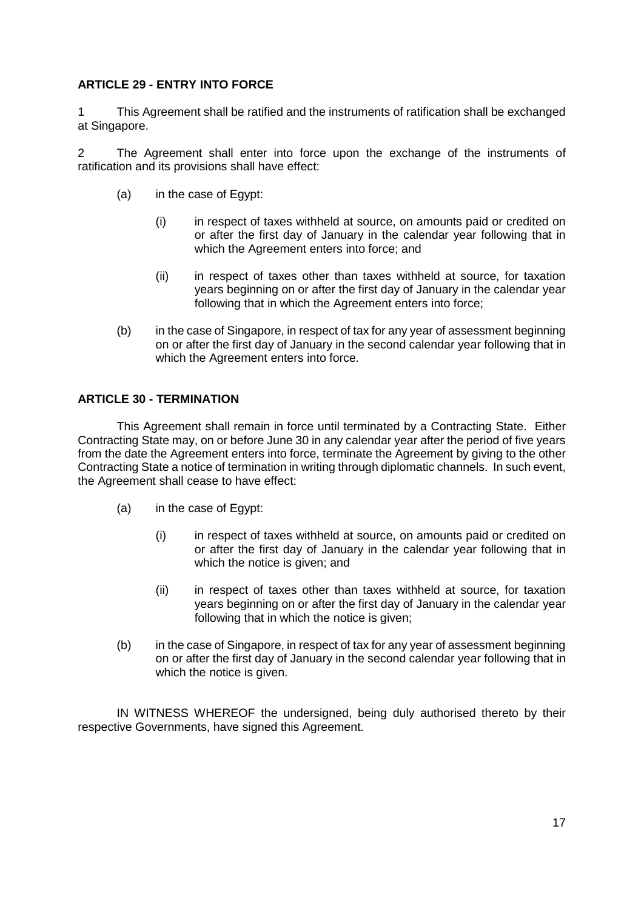## ARTICLE 29 - ENTRY INTO FORCE

1 This Agreement shall be ratified and the instruments of ratification shall be exchanged at Singapore.

2 The Agreement shall enter into force upon the exchange of the instruments of ratification and its provisions shall have effect:

- (a) in the case of Egypt:
  - (i) in respect of taxes withheld at source, on amounts paid or credited on or after the first day of January in the calendar year following that in which the Agreement enters into force; and
  - (ii) in respect of taxes other than taxes withheld at source, for taxation years beginning on or after the first day of January in the calendar year following that in which the Agreement enters into force;
- (b) in the case of Singapore, in respect of tax for any year of assessment beginning on or after the first day of January in the second calendar year following that in which the Agreement enters into force.

## ARTICLE 30 - TERMINATION

This Agreement shall remain in force until terminated by a Contracting State. Either Contracting State may, on or before June 30 in any calendar year after the period of five years from the date the Agreement enters into force, terminate the Agreement by giving to the other Contracting State a notice of termination in writing through diplomatic channels. In such event, the Agreement shall cease to have effect:

- (a) in the case of Egypt:
  - (i) in respect of taxes withheld at source, on amounts paid or credited on or after the first day of January in the calendar year following that in which the notice is given; and
  - (ii) in respect of taxes other than taxes withheld at source, for taxation years beginning on or after the first day of January in the calendar year following that in which the notice is given;
- (b) in the case of Singapore, in respect of tax for any year of assessment beginning on or after the first day of January in the second calendar year following that in which the notice is given.

IN WITNESS WHEREOF the undersigned, being duly authorised thereto by their respective Governments, have signed this Agreement.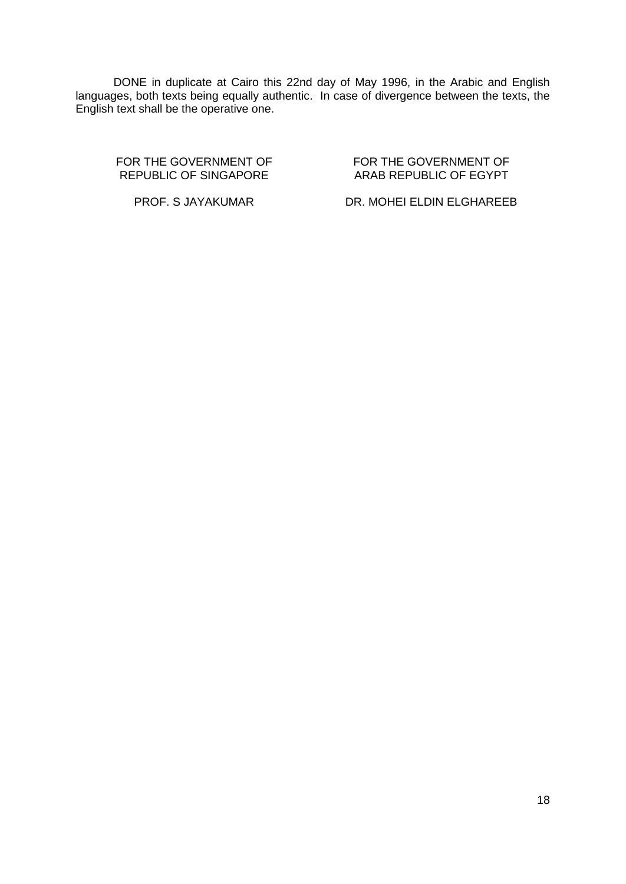DONE in duplicate at Cairo this 22nd day of May 1996, in the Arabic and English languages, both texts being equally authentic. In case of divergence between the texts, the English text shall be the operative one.

| FOR THE GOVERNMENT OF REPUBLIC OF SINGAPORE | FOR THE GOVERNMENT OF ARAB REPUBLIC OF EGYPT |
|---|---|
| PROF. S JAYAKUMAR | DR. MOHEI ELDIN ELGHAREEB |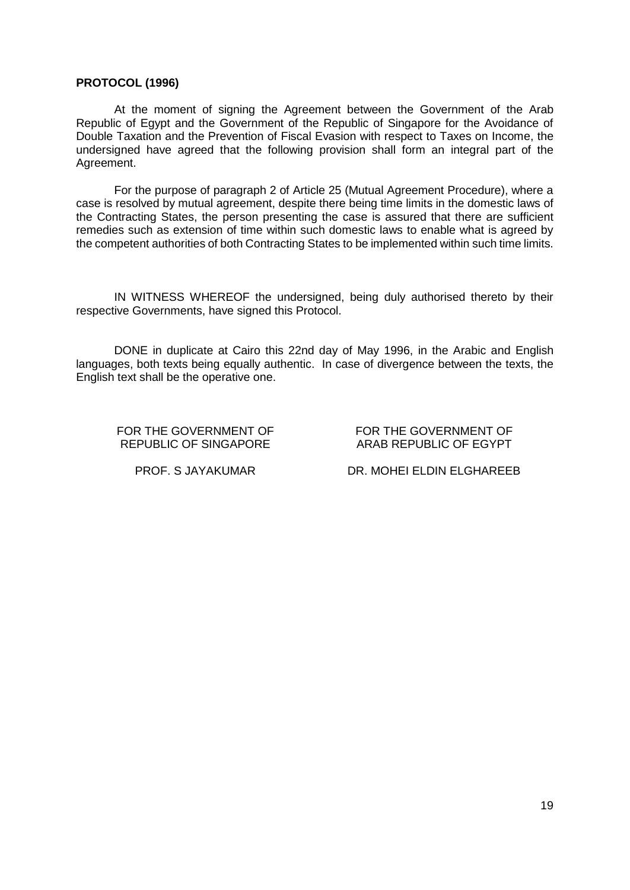**PROTOCOL (1996)**

At the moment of signing the Agreement between the Government of the Arab Republic of Egypt and the Government of the Republic of Singapore for the Avoidance of Double Taxation and the Prevention of Fiscal Evasion with respect to Taxes on Income, the undersigned have agreed that the following provision shall form an integral part of the Agreement.

For the purpose of paragraph 2 of Article 25 (Mutual Agreement Procedure), where a case is resolved by mutual agreement, despite there being time limits in the domestic laws of the Contracting States, the person presenting the case is assured that there are sufficient remedies such as extension of time within such domestic laws to enable what is agreed by the competent authorities of both Contracting States to be implemented within such time limits.

IN WITNESS WHEREOF the undersigned, being duly authorised thereto by their respective Governments, have signed this Protocol.

DONE in duplicate at Cairo this 22nd day of May 1996, in the Arabic and English languages, both texts being equally authentic. In case of divergence between the texts, the English text shall be the operative one.

| FOR THE GOVERNMENT OF REPUBLIC OF SINGAPORE | FOR THE GOVERNMENT OF ARAB REPUBLIC OF EGYPT |
| --- | --- |
| PROF. S JAYAKUMAR | DR. MOHEI ELDIN ELGHAREEB |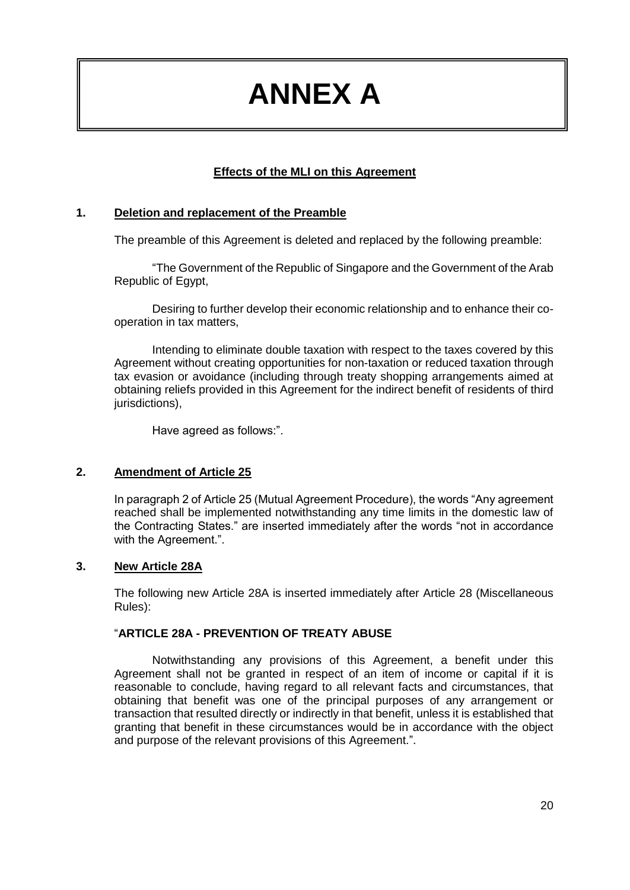# ANNEX A

## Effects of the MLI on this Agreement

### 1. Deletion and replacement of the Preamble

The preamble of this Agreement is deleted and replaced by the following preamble:

"The Government of the Republic of Singapore and the Government of the Arab Republic of Egypt,

Desiring to further develop their economic relationship and to enhance their co-operation in tax matters,

Intending to eliminate double taxation with respect to the taxes covered by this Agreement without creating opportunities for non-taxation or reduced taxation through tax evasion or avoidance (including through treaty shopping arrangements aimed at obtaining reliefs provided in this Agreement for the indirect benefit of residents of third jurisdictions),

Have agreed as follows:".

### 2. Amendment of Article 25

In paragraph 2 of Article 25 (Mutual Agreement Procedure), the words "Any agreement reached shall be implemented notwithstanding any time limits in the domestic law of the Contracting States." are inserted immediately after the words "not in accordance with the Agreement.".

### 3. New Article 28A

The following new Article 28A is inserted immediately after Article 28 (Miscellaneous Rules):

"**ARTICLE 28A - PREVENTION OF TREATY ABUSE**

Notwithstanding any provisions of this Agreement, a benefit under this Agreement shall not be granted in respect of an item of income or capital if it is reasonable to conclude, having regard to all relevant facts and circumstances, that obtaining that benefit was one of the principal purposes of any arrangement or transaction that resulted directly or indirectly in that benefit, unless it is established that granting that benefit in these circumstances would be in accordance with the object and purpose of the relevant provisions of this Agreement.".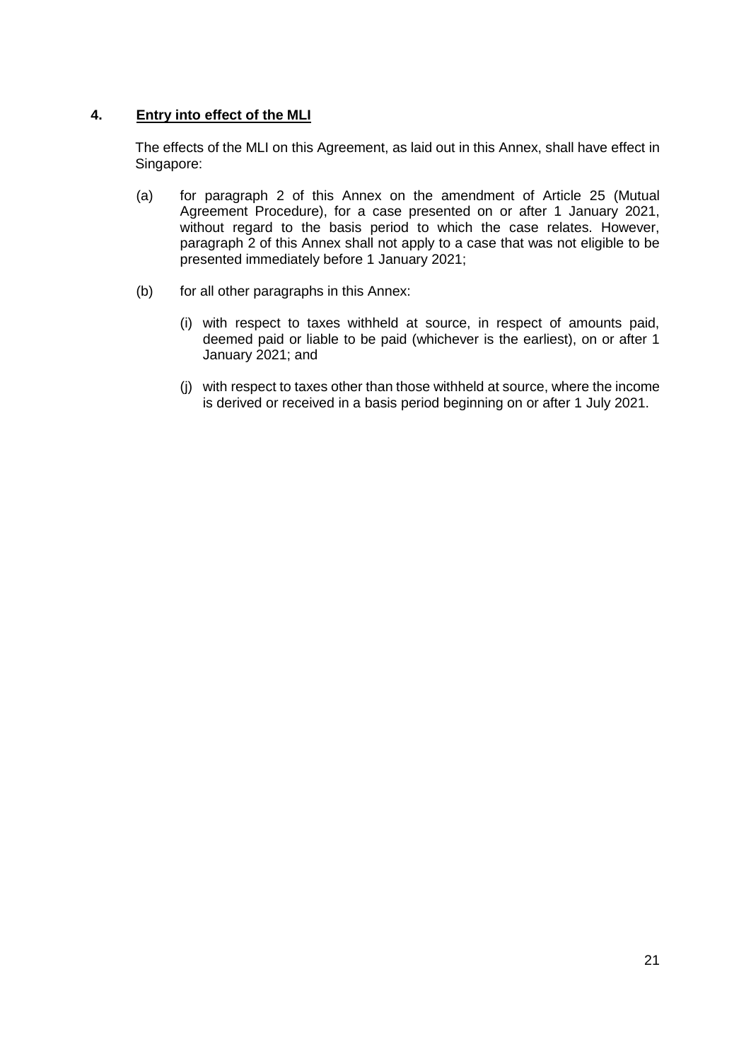## 4. **Entry into effect of the MLI**

The effects of the MLI on this Agreement, as laid out in this Annex, shall have effect in Singapore:

(a) for paragraph 2 of this Annex on the amendment of Article 25 (Mutual Agreement Procedure), for a case presented on or after 1 January 2021, without regard to the basis period to which the case relates. However, paragraph 2 of this Annex shall not apply to a case that was not eligible to be presented immediately before 1 January 2021;

(b) for all other paragraphs in this Annex:

(i) with respect to taxes withheld at source, in respect of amounts paid, deemed paid or liable to be paid (whichever is the earliest), on or after 1 January 2021; and

(j) with respect to taxes other than those withheld at source, where the income is derived or received in a basis period beginning on or after 1 July 2021.